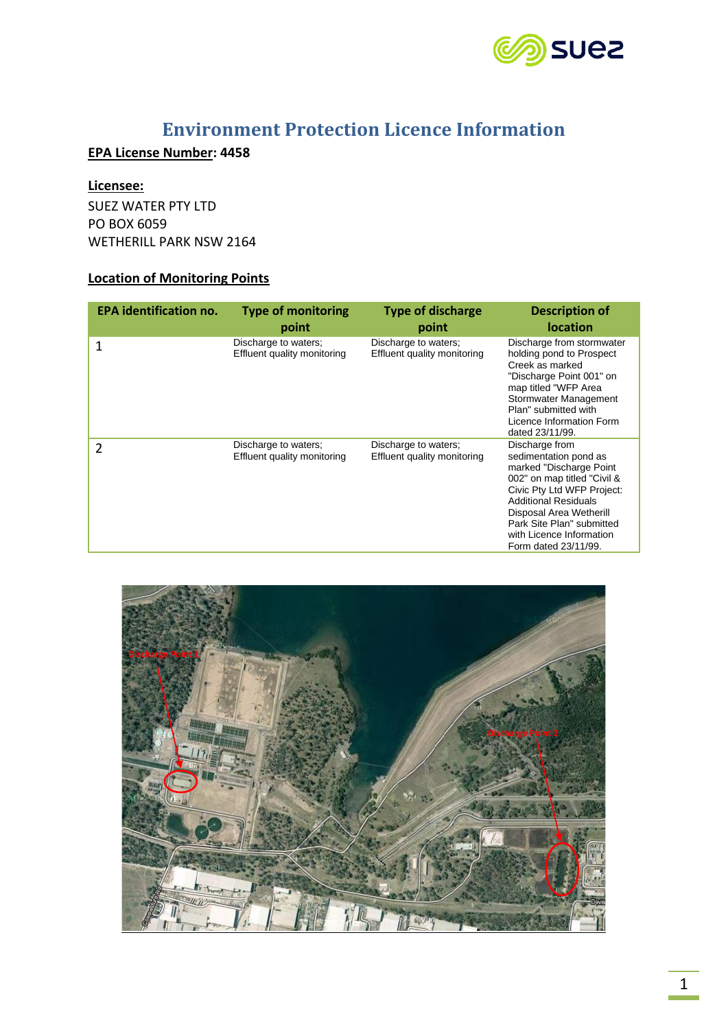# Environment Protection Licence Information

**EPA License Number: 4458**

**Licensee:**

SUEZ WATER PTY LTD
PO BOX 6059
WETHERILL PARK NSW 2164

**Location of Monitoring Points**

| EPA identification no. | Type of monitoring point | Type of discharge point | Description of location |
|---|---|---|---|
| 1 | Discharge to waters; Effluent quality monitoring | Discharge to waters; Effluent quality monitoring | Discharge from stormwater holding pond to Prospect Creek as marked "Discharge Point 001" on map titled "WFP Area Stormwater Management Plan" submitted with Licence Information Form dated 23/11/99. |
| 2 | Discharge to waters; Effluent quality monitoring | Discharge to waters; Effluent quality monitoring | Discharge from sedimentation pond as marked "Discharge Point 002" on map titled "Civil & Civic Pty Ltd WFP Project: Additional Residuals Disposal Area Wetherill Park Site Plan" submitted with Licence Information Form dated 23/11/99. |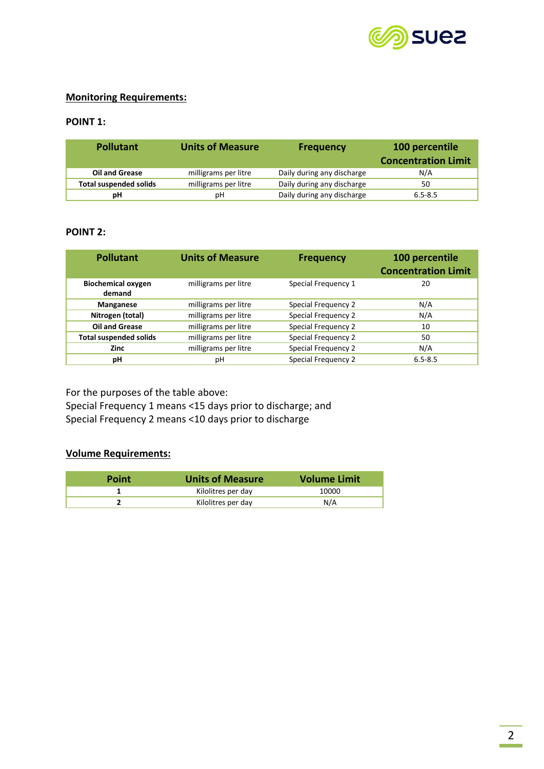## Monitoring Requirements:

### POINT 1:

| Pollutant | Units of Measure | Frequency | 100 percentile Concentration Limit |
|---|---|---|---|
| **Oil and Grease** | milligrams per litre | Daily during any discharge | N/A |
| **Total suspended solids** | milligrams per litre | Daily during any discharge | 50 |
| **pH** | pH | Daily during any discharge | 6.5-8.5 |

### POINT 2:

| Pollutant | Units of Measure | Frequency | 100 percentile Concentration Limit |
|---|---|---|---|
| **Biochemical oxygen demand** | milligrams per litre | Special Frequency 1 | 20 |
| **Manganese** | milligrams per litre | Special Frequency 2 | N/A |
| **Nitrogen (total)** | milligrams per litre | Special Frequency 2 | N/A |
| **Oil and Grease** | milligrams per litre | Special Frequency 2 | 10 |
| **Total suspended solids** | milligrams per litre | Special Frequency 2 | 50 |
| **Zinc** | milligrams per litre | Special Frequency 2 | N/A |
| **pH** | pH | Special Frequency 2 | 6.5-8.5 |

For the purposes of the table above:
Special Frequency 1 means <15 days prior to discharge; and
Special Frequency 2 means <10 days prior to discharge

## Volume Requirements:

| Point | Units of Measure | Volume Limit |
|---|---|---|
| **1** | Kilolitres per day | 10000 |
| **2** | Kilolitres per day | N/A |